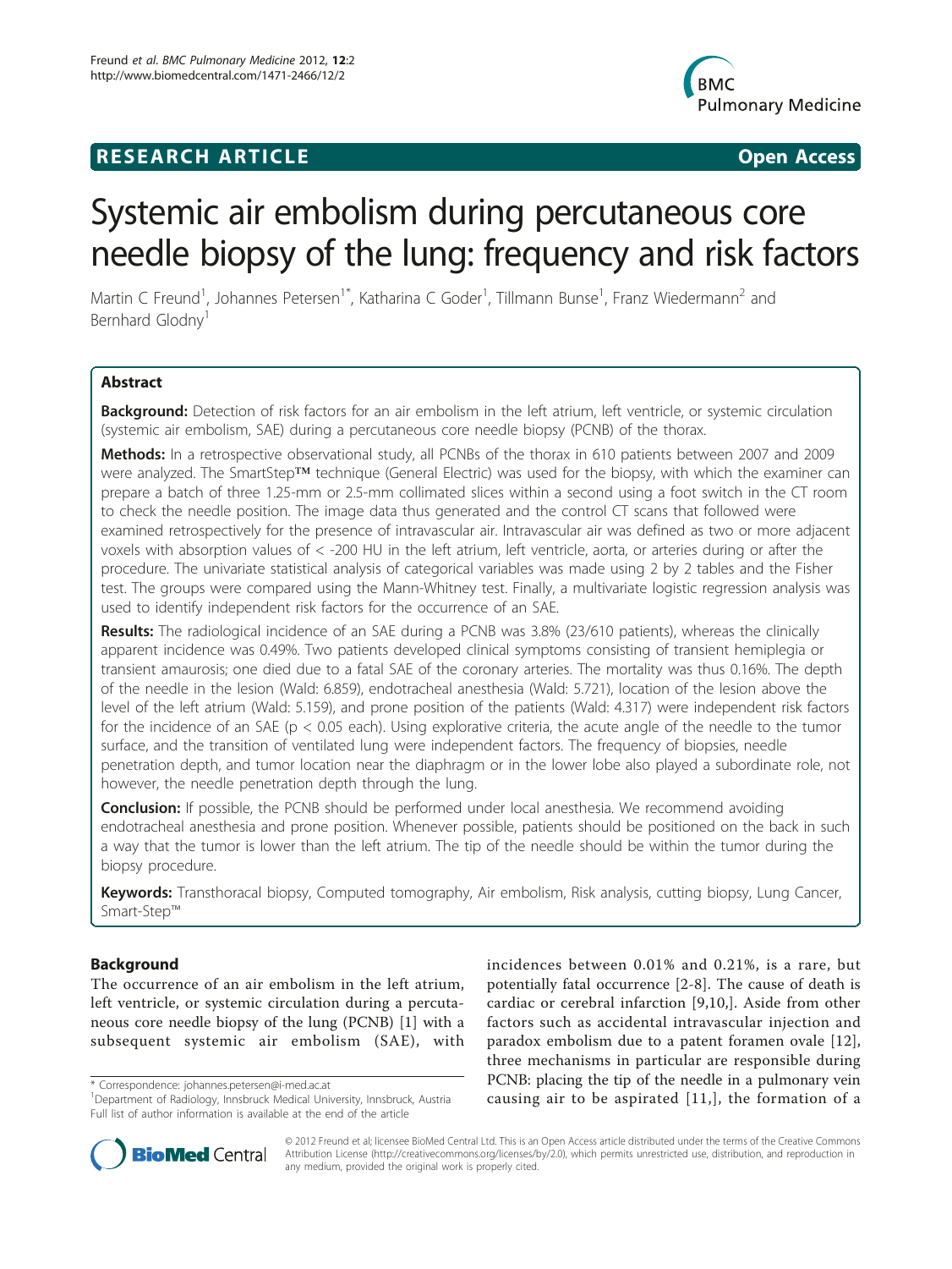**RESEARCH ARTICLE** **Open Access**

# Systemic air embolism during percutaneous core needle biopsy of the lung: frequency and risk factors

Martin C Freund[1], Johannes Petersen[1*], Katharina C Goder[1], Tillmann Bunse[1], Franz Wiedermann[2] and Bernhard Glodny[1]

## Abstract

**Background:** Detection of risk factors for an air embolism in the left atrium, left ventricle, or systemic circulation (systemic air embolism, SAE) during a percutaneous core needle biopsy (PCNB) of the thorax.

**Methods:** In a retrospective observational study, all PCNBs of the thorax in 610 patients between 2007 and 2009 were analyzed. The SmartStep™ technique (General Electric) was used for the biopsy, with which the examiner can prepare a batch of three 1.25-mm or 2.5-mm collimated slices within a second using a foot switch in the CT room to check the needle position. The image data thus generated and the control CT scans that followed were examined retrospectively for the presence of intravascular air. Intravascular air was defined as two or more adjacent voxels with absorption values of < -200 HU in the left atrium, left ventricle, aorta, or arteries during or after the procedure. The univariate statistical analysis of categorical variables was made using 2 by 2 tables and the Fisher test. The groups were compared using the Mann-Whitney test. Finally, a multivariate logistic regression analysis was used to identify independent risk factors for the occurrence of an SAE.

**Results:** The radiological incidence of an SAE during a PCNB was 3.8% (23/610 patients), whereas the clinically apparent incidence was 0.49%. Two patients developed clinical symptoms consisting of transient hemiplegia or transient amaurosis; one died due to a fatal SAE of the coronary arteries. The mortality was thus 0.16%. The depth of the needle in the lesion (Wald: 6.859), endotracheal anesthesia (Wald: 5.721), location of the lesion above the level of the left atrium (Wald: 5.159), and prone position of the patients (Wald: 4.317) were independent risk factors for the incidence of an SAE ($p < 0.05$ each). Using explorative criteria, the acute angle of the needle to the tumor surface, and the transition of ventilated lung were independent factors. The frequency of biopsies, needle penetration depth, and tumor location near the diaphragm or in the lower lobe also played a subordinate role, not however, the needle penetration depth through the lung.

**Conclusion:** If possible, the PCNB should be performed under local anesthesia. We recommend avoiding endotracheal anesthesia and prone position. Whenever possible, patients should be positioned on the back in such a way that the tumor is lower than the left atrium. The tip of the needle should be within the tumor during the biopsy procedure.

**Keywords:** Transthoracal biopsy, Computed tomography, Air embolism, Risk analysis, cutting biopsy, Lung Cancer, Smart-Step™

## Background

The occurrence of an air embolism in the left atrium, left ventricle, or systemic circulation during a percutaneous core needle biopsy of the lung (PCNB) [1] with a subsequent systemic air embolism (SAE), with incidences between 0.01% and 0.21%, is a rare, but potentially fatal occurrence [2-8]. The cause of death is cardiac or cerebral infarction [9,10,]. Aside from other factors such as accidental intravascular injection and paradox embolism due to a patent foramen ovale [12], three mechanisms in particular are responsible during PCNB: placing the tip of the needle in a pulmonary vein causing air to be aspirated [11,], the formation of a

\* Correspondence: johannes.petersen@i-med.ac.at
[1]Department of Radiology, Innsbruck Medical University, Innsbruck, Austria
Full list of author information is available at the end of the article

© 2012 Freund et al; licensee BioMed Central Ltd. This is an Open Access article distributed under the terms of the Creative Commons Attribution License (http://creativecommons.org/licenses/by/2.0), which permits unrestricted use, distribution, and reproduction in any medium, provided the original work is properly cited.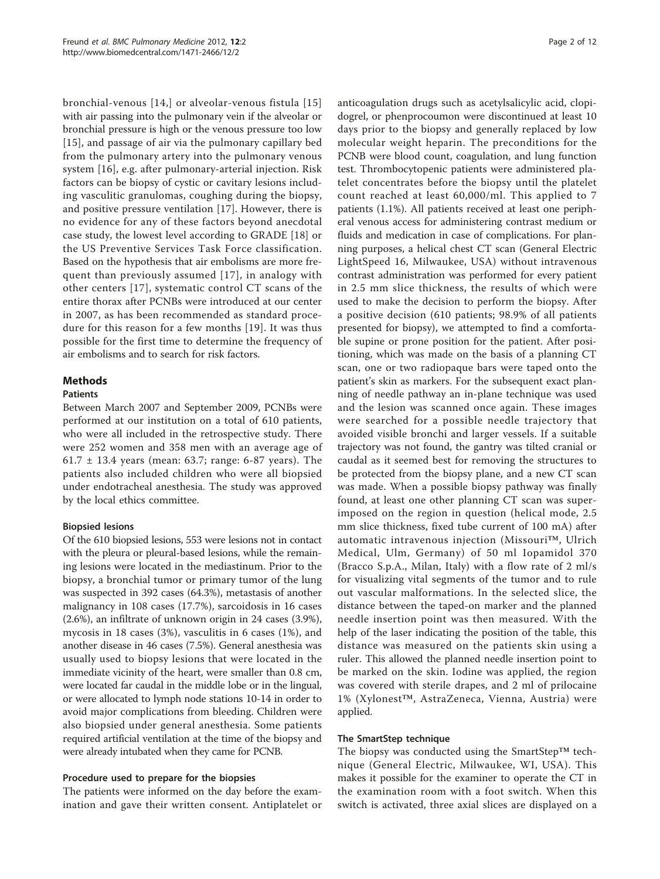bronchial-venous [14,] or alveolar-venous fistula [15] with air passing into the pulmonary vein if the alveolar or bronchial pressure is high or the venous pressure too low [15], and passage of air via the pulmonary capillary bed from the pulmonary artery into the pulmonary venous system [16], e.g. after pulmonary-arterial injection. Risk factors can be biopsy of cystic or cavitary lesions including vasculitic granulomas, coughing during the biopsy, and positive pressure ventilation [17]. However, there is no evidence for any of these factors beyond anecdotal case study, the lowest level according to GRADE [18] or the US Preventive Services Task Force classification. Based on the hypothesis that air embolisms are more frequent than previously assumed [17], in analogy with other centers [17], systematic control CT scans of the entire thorax after PCNBs were introduced at our center in 2007, as has been recommended as standard procedure for this reason for a few months [19]. It was thus possible for the first time to determine the frequency of air embolisms and to search for risk factors.

## Methods

### Patients

Between March 2007 and September 2009, PCNBs were performed at our institution on a total of 610 patients, who were all included in the retrospective study. There were 252 women and 358 men with an average age of 61.7 ± 13.4 years (mean: 63.7; range: 6-87 years). The patients also included children who were all biopsied under endotracheal anesthesia. The study was approved by the local ethics committee.

#### Biopsied lesions

Of the 610 biopsied lesions, 553 were lesions not in contact with the pleura or pleural-based lesions, while the remaining lesions were located in the mediastinum. Prior to the biopsy, a bronchial tumor or primary tumor of the lung was suspected in 392 cases (64.3%), metastasis of another malignancy in 108 cases (17.7%), sarcoidosis in 16 cases (2.6%), an infiltrate of unknown origin in 24 cases (3.9%), mycosis in 18 cases (3%), vasculitis in 6 cases (1%), and another disease in 46 cases (7.5%). General anesthesia was usually used to biopsy lesions that were located in the immediate vicinity of the heart, were smaller than 0.8 cm, were located far caudal in the middle lobe or in the lingual, or were allocated to lymph node stations 10-14 in order to avoid major complications from bleeding. Children were also biopsied under general anesthesia. Some patients required artificial ventilation at the time of the biopsy and were already intubated when they came for PCNB.

#### Procedure used to prepare for the biopsies

The patients were informed on the day before the examination and gave their written consent. Antiplatelet or anticoagulation drugs such as acetylsalicylic acid, clopidogrel, or phenprocoumon were discontinued at least 10 days prior to the biopsy and generally replaced by low molecular weight heparin. The preconditions for the PCNB were blood count, coagulation, and lung function test. Thrombocytopenic patients were administered platelet concentrates before the biopsy until the platelet count reached at least 60,000/ml. This applied to 7 patients (1.1%). All patients received at least one peripheral venous access for administering contrast medium or fluids and medication in case of complications. For planning purposes, a helical chest CT scan (General Electric LightSpeed 16, Milwaukee, USA) without intravenous contrast administration was performed for every patient in 2.5 mm slice thickness, the results of which were used to make the decision to perform the biopsy. After a positive decision (610 patients; 98.9% of all patients presented for biopsy), we attempted to find a comfortable supine or prone position for the patient. After positioning, which was made on the basis of a planning CT scan, one or two radiopaque bars were taped onto the patient's skin as markers. For the subsequent exact planning of needle pathway an in-plane technique was used and the lesion was scanned once again. These images were searched for a possible needle trajectory that avoided visible bronchi and larger vessels. If a suitable trajectory was not found, the gantry was tilted cranial or caudal as it seemed best for removing the structures to be protected from the biopsy plane, and a new CT scan was made. When a possible biopsy pathway was finally found, at least one other planning CT scan was superimposed on the region in question (helical mode, 2.5 mm slice thickness, fixed tube current of 100 mA) after automatic intravenous injection (Missouri™, Ulrich Medical, Ulm, Germany) of 50 ml Iopamidol 370 (Bracco S.p.A., Milan, Italy) with a flow rate of 2 ml/s for visualizing vital segments of the tumor and to rule out vascular malformations. In the selected slice, the distance between the taped-on marker and the planned needle insertion point was then measured. With the help of the laser indicating the position of the table, this distance was measured on the patients skin using a ruler. This allowed the planned needle insertion point to be marked on the skin. Iodine was applied, the region was covered with sterile drapes, and 2 ml of prilocaine 1% (Xylonest™, AstraZeneca, Vienna, Austria) were applied.

#### The SmartStep technique

The biopsy was conducted using the SmartStep™ technique (General Electric, Milwaukee, WI, USA). This makes it possible for the examiner to operate the CT in the examination room with a foot switch. When this switch is activated, three axial slices are displayed on a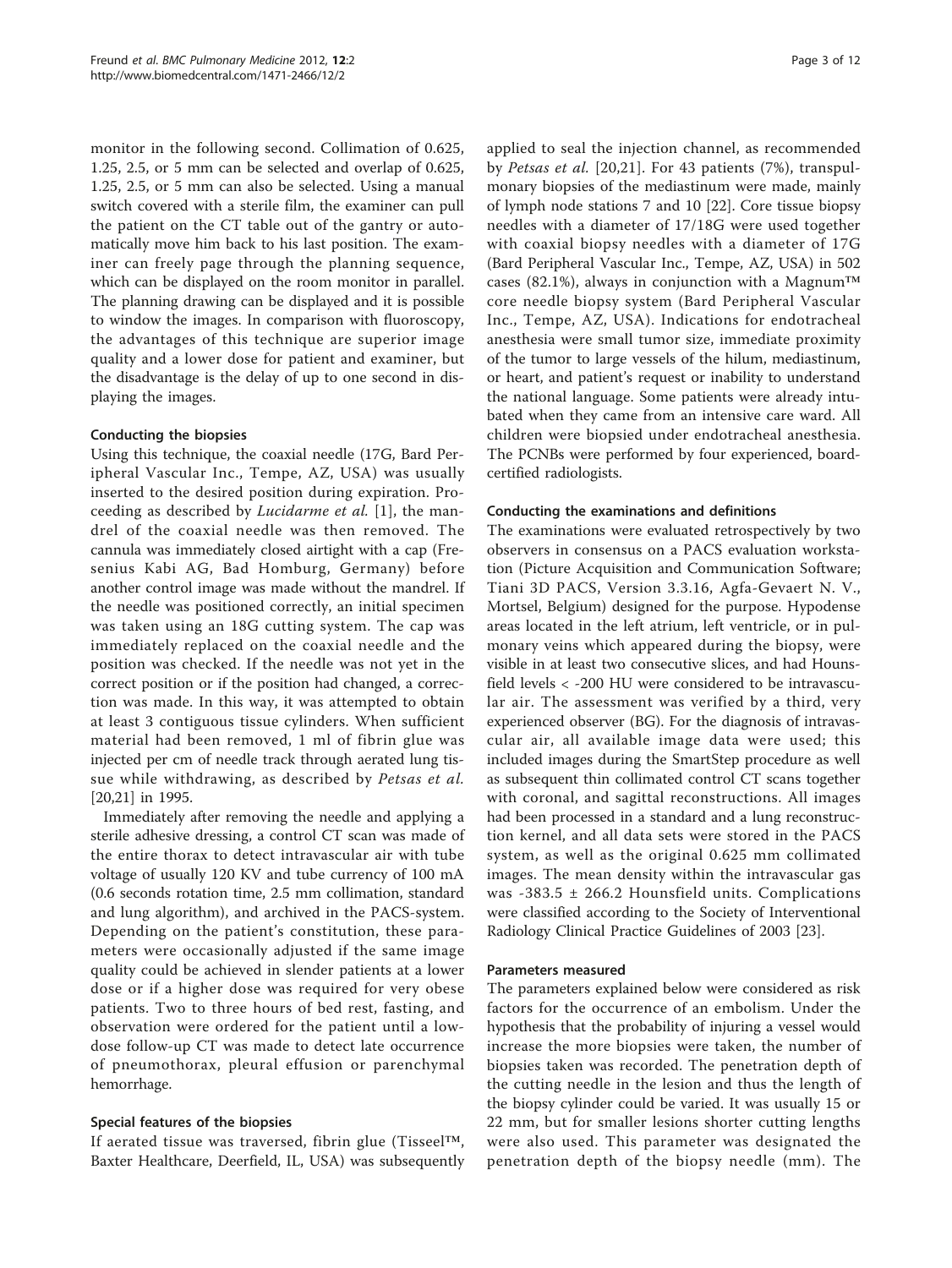monitor in the following second. Collimation of 0.625, 1.25, 2.5, or 5 mm can be selected and overlap of 0.625, 1.25, 2.5, or 5 mm can also be selected. Using a manual switch covered with a sterile film, the examiner can pull the patient on the CT table out of the gantry or automatically move him back to his last position. The examiner can freely page through the planning sequence, which can be displayed on the room monitor in parallel. The planning drawing can be displayed and it is possible to window the images. In comparison with fluoroscopy, the advantages of this technique are superior image quality and a lower dose for patient and examiner, but the disadvantage is the delay of up to one second in displaying the images.

### Conducting the biopsies

Using this technique, the coaxial needle (17G, Bard Peripheral Vascular Inc., Tempe, AZ, USA) was usually inserted to the desired position during expiration. Proceeding as described by *Lucidarme et al.* [1], the mandrel of the coaxial needle was then removed. The cannula was immediately closed airtight with a cap (Fresenius Kabi AG, Bad Homburg, Germany) before another control image was made without the mandrel. If the needle was positioned correctly, an initial specimen was taken using an 18G cutting system. The cap was immediately replaced on the coaxial needle and the position was checked. If the needle was not yet in the correct position or if the position had changed, a correction was made. In this way, it was attempted to obtain at least 3 contiguous tissue cylinders. When sufficient material had been removed, 1 ml of fibrin glue was injected per cm of needle track through aerated lung tissue while withdrawing, as described by *Petsas et al.* [20,21] in 1995.

Immediately after removing the needle and applying a sterile adhesive dressing, a control CT scan was made of the entire thorax to detect intravascular air with tube voltage of usually 120 KV and tube currency of 100 mA (0.6 seconds rotation time, 2.5 mm collimation, standard and lung algorithm), and archived in the PACS-system. Depending on the patient's constitution, these parameters were occasionally adjusted if the same image quality could be achieved in slender patients at a lower dose or if a higher dose was required for very obese patients. Two to three hours of bed rest, fasting, and observation were ordered for the patient until a low-dose follow-up CT was made to detect late occurrence of pneumothorax, pleural effusion or parenchymal hemorrhage.

### Special features of the biopsies

If aerated tissue was traversed, fibrin glue (Tisseel™, Baxter Healthcare, Deerfield, IL, USA) was subsequently applied to seal the injection channel, as recommended by *Petsas et al.* [20,21]. For 43 patients (7%), transpulmonary biopsies of the mediastinum were made, mainly of lymph node stations 7 and 10 [22]. Core tissue biopsy needles with a diameter of 17/18G were used together with coaxial biopsy needles with a diameter of 17G (Bard Peripheral Vascular Inc., Tempe, AZ, USA) in 502 cases (82.1%), always in conjunction with a Magnum™ core needle biopsy system (Bard Peripheral Vascular Inc., Tempe, AZ, USA). Indications for endotracheal anesthesia were small tumor size, immediate proximity of the tumor to large vessels of the hilum, mediastinum, or heart, and patient's request or inability to understand the national language. Some patients were already intubated when they came from an intensive care ward. All children were biopsied under endotracheal anesthesia. The PCNBs were performed by four experienced, board-certified radiologists.

### Conducting the examinations and definitions

The examinations were evaluated retrospectively by two observers in consensus on a PACS evaluation workstation (Picture Acquisition and Communication Software; Tiani 3D PACS, Version 3.3.16, Agfa-Gevaert N. V., Mortsel, Belgium) designed for the purpose. Hypodense areas located in the left atrium, left ventricle, or in pulmonary veins which appeared during the biopsy, were visible in at least two consecutive slices, and had Hounsfield levels < -200 HU were considered to be intravascular air. The assessment was verified by a third, very experienced observer (BG). For the diagnosis of intravascular air, all available image data were used; this included images during the SmartStep procedure as well as subsequent thin collimated control CT scans together with coronal, and sagittal reconstructions. All images had been processed in a standard and a lung reconstruction kernel, and all data sets were stored in the PACS system, as well as the original 0.625 mm collimated images. The mean density within the intravascular gas was -383.5 ± 266.2 Hounsfield units. Complications were classified according to the Society of Interventional Radiology Clinical Practice Guidelines of 2003 [23].

### Parameters measured

The parameters explained below were considered as risk factors for the occurrence of an embolism. Under the hypothesis that the probability of injuring a vessel would increase the more biopsies were taken, the number of biopsies taken was recorded. The penetration depth of the cutting needle in the lesion and thus the length of the biopsy cylinder could be varied. It was usually 15 or 22 mm, but for smaller lesions shorter cutting lengths were also used. This parameter was designated the penetration depth of the biopsy needle (mm). The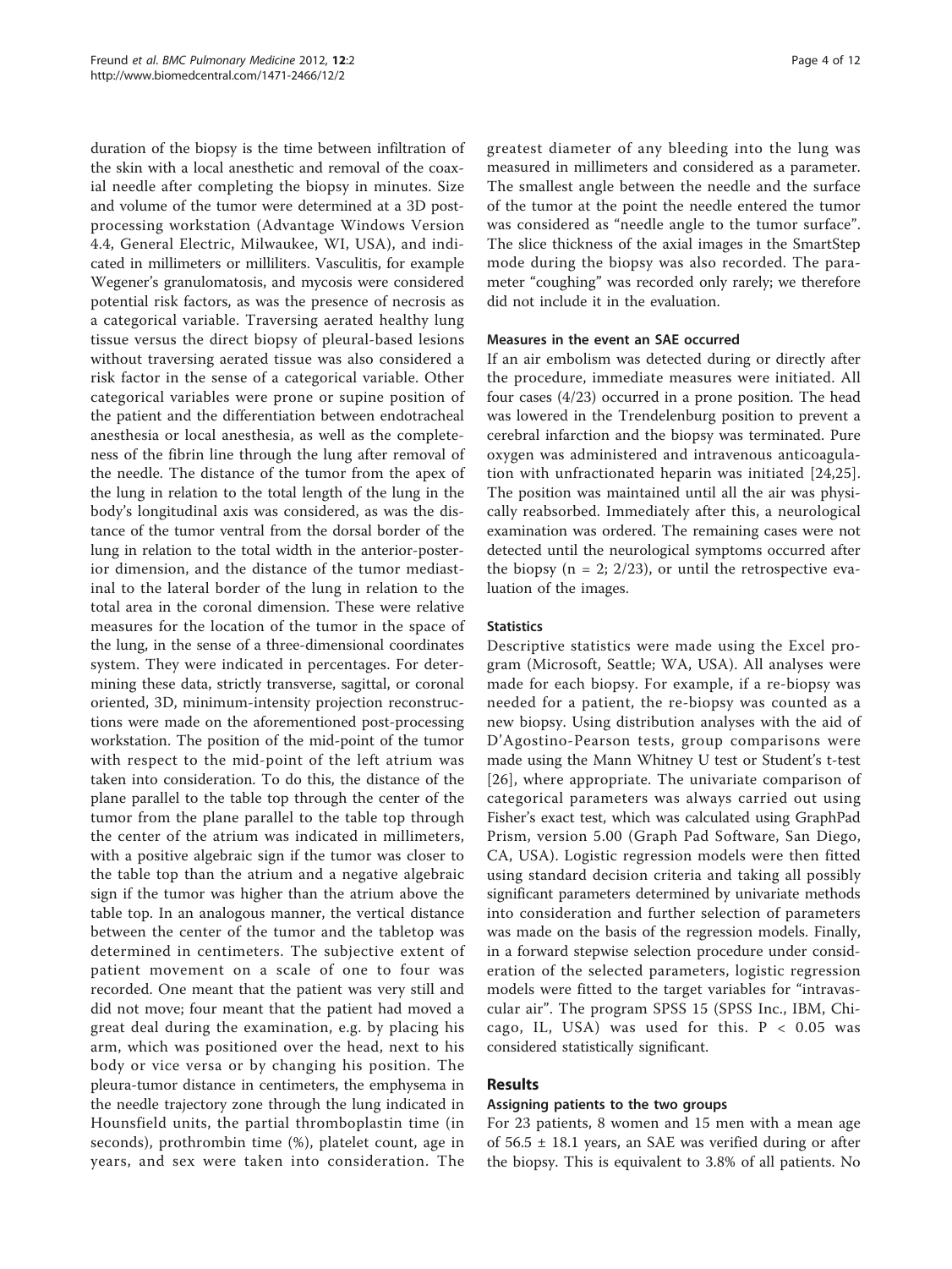duration of the biopsy is the time between infiltration of the skin with a local anesthetic and removal of the coaxial needle after completing the biopsy in minutes. Size and volume of the tumor were determined at a 3D post-processing workstation (Advantage Windows Version 4.4, General Electric, Milwaukee, WI, USA), and indicated in millimeters or milliliters. Vasculitis, for example Wegener's granulomatosis, and mycosis were considered potential risk factors, as was the presence of necrosis as a categorical variable. Traversing aerated healthy lung tissue versus the direct biopsy of pleural-based lesions without traversing aerated tissue was also considered a risk factor in the sense of a categorical variable. Other categorical variables were prone or supine position of the patient and the differentiation between endotracheal anesthesia or local anesthesia, as well as the completeness of the fibrin line through the lung after removal of the needle. The distance of the tumor from the apex of the lung in relation to the total length of the lung in the body's longitudinal axis was considered, as was the distance of the tumor ventral from the dorsal border of the lung in relation to the total width in the anterior-posterior dimension, and the distance of the tumor mediastinal to the lateral border of the lung in relation to the total area in the coronal dimension. These were relative measures for the location of the tumor in the space of the lung, in the sense of a three-dimensional coordinates system. They were indicated in percentages. For determining these data, strictly transverse, sagittal, or coronal oriented, 3D, minimum-intensity projection reconstructions were made on the aforementioned post-processing workstation. The position of the mid-point of the tumor with respect to the mid-point of the left atrium was taken into consideration. To do this, the distance of the plane parallel to the table top through the center of the tumor from the plane parallel to the table top through the center of the atrium was indicated in millimeters, with a positive algebraic sign if the tumor was closer to the table top than the atrium and a negative algebraic sign if the tumor was higher than the atrium above the table top. In an analogous manner, the vertical distance between the center of the tumor and the tabletop was determined in centimeters. The subjective extent of patient movement on a scale of one to four was recorded. One meant that the patient was very still and did not move; four meant that the patient had moved a great deal during the examination, e.g. by placing his arm, which was positioned over the head, next to his body or vice versa or by changing his position. The pleura-tumor distance in centimeters, the emphysema in the needle trajectory zone through the lung indicated in Hounsfield units, the partial thromboplastin time (in seconds), prothrombin time (%), platelet count, age in years, and sex were taken into consideration. The greatest diameter of any bleeding into the lung was measured in millimeters and considered as a parameter. The smallest angle between the needle and the surface of the tumor at the point the needle entered the tumor was considered as "needle angle to the tumor surface". The slice thickness of the axial images in the SmartStep mode during the biopsy was also recorded. The parameter "coughing" was recorded only rarely; we therefore did not include it in the evaluation.

### Measures in the event an SAE occurred

If an air embolism was detected during or directly after the procedure, immediate measures were initiated. All four cases (4/23) occurred in a prone position. The head was lowered in the Trendelenburg position to prevent a cerebral infarction and the biopsy was terminated. Pure oxygen was administered and intravenous anticoagulation with unfractionated heparin was initiated [24,25]. The position was maintained until all the air was physically reabsorbed. Immediately after this, a neurological examination was ordered. The remaining cases were not detected until the neurological symptoms occurred after the biopsy ($n = 2$; 2/23), or until the retrospective evaluation of the images.

### Statistics

Descriptive statistics were made using the Excel program (Microsoft, Seattle; WA, USA). All analyses were made for each biopsy. For example, if a re-biopsy was needed for a patient, the re-biopsy was counted as a new biopsy. Using distribution analyses with the aid of D'Agostino-Pearson tests, group comparisons were made using the Mann Whitney U test or Student's t-test [26], where appropriate. The univariate comparison of categorical parameters was always carried out using Fisher's exact test, which was calculated using GraphPad Prism, version 5.00 (Graph Pad Software, San Diego, CA, USA). Logistic regression models were then fitted using standard decision criteria and taking all possibly significant parameters determined by univariate methods into consideration and further selection of parameters was made on the basis of the regression models. Finally, in a forward stepwise selection procedure under consideration of the selected parameters, logistic regression models were fitted to the target variables for "intravascular air". The program SPSS 15 (SPSS Inc., IBM, Chicago, IL, USA) was used for this. $P < 0.05$ was considered statistically significant.

## Results

### Assigning patients to the two groups

For 23 patients, 8 women and 15 men with a mean age of $56.5 \pm 18.1$ years, an SAE was verified during or after the biopsy. This is equivalent to 3.8% of all patients. No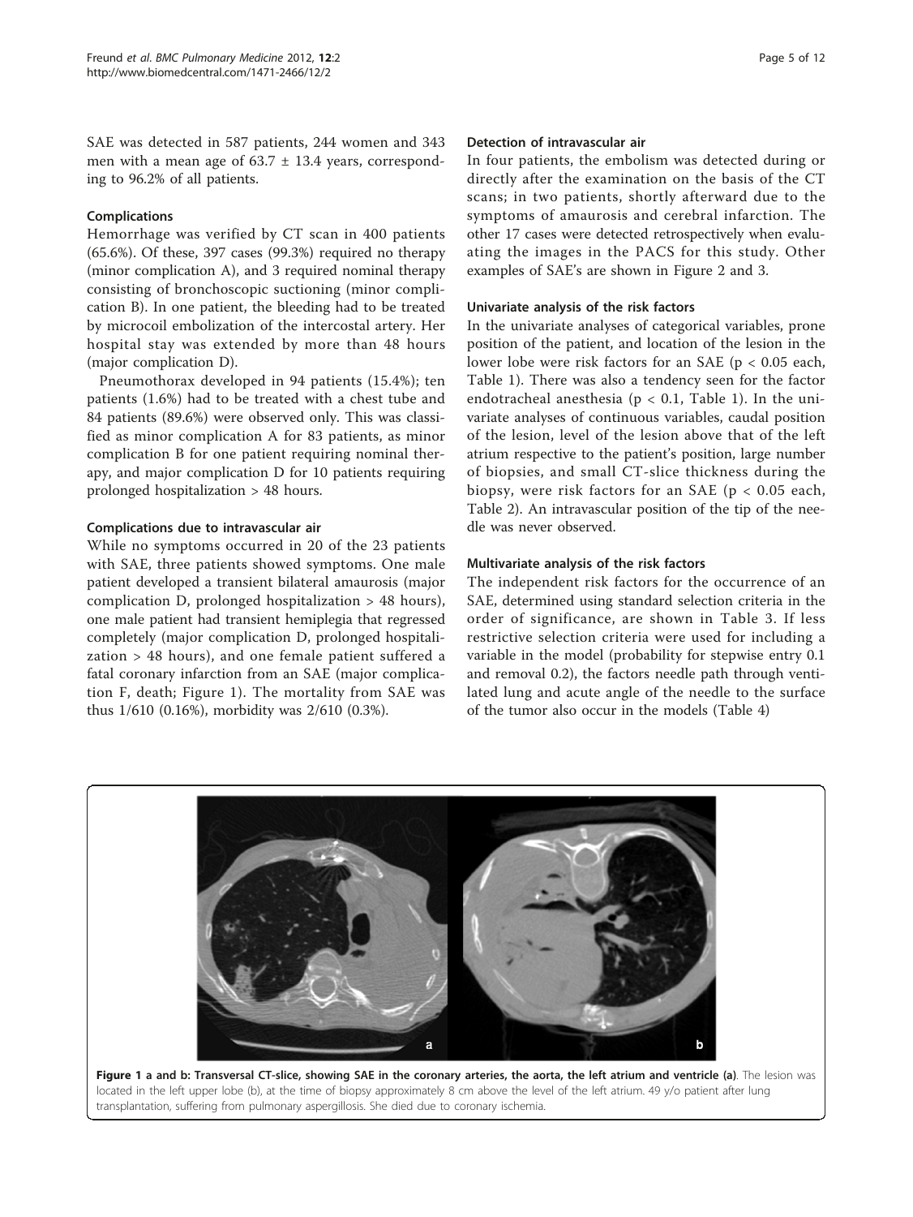SAE was detected in 587 patients, 244 women and 343 men with a mean age of 63.7 ± 13.4 years, corresponding to 96.2% of all patients.

### Complications

Hemorrhage was verified by CT scan in 400 patients (65.6%). Of these, 397 cases (99.3%) required no therapy (minor complication A), and 3 required nominal therapy consisting of bronchoscopic suctioning (minor complication B). In one patient, the bleeding had to be treated by microcoil embolization of the intercostal artery. Her hospital stay was extended by more than 48 hours (major complication D).

Pneumothorax developed in 94 patients (15.4%); ten patients (1.6%) had to be treated with a chest tube and 84 patients (89.6%) were observed only. This was classified as minor complication A for 83 patients, as minor complication B for one patient requiring nominal therapy, and major complication D for 10 patients requiring prolonged hospitalization > 48 hours.

### Complications due to intravascular air

While no symptoms occurred in 20 of the 23 patients with SAE, three patients showed symptoms. One male patient developed a transient bilateral amaurosis (major complication D, prolonged hospitalization > 48 hours), one male patient had transient hemiplegia that regressed completely (major complication D, prolonged hospitalization > 48 hours), and one female patient suffered a fatal coronary infarction from an SAE (major complication F, death; Figure 1). The mortality from SAE was thus 1/610 (0.16%), morbidity was 2/610 (0.3%).

### Detection of intravascular air

In four patients, the embolism was detected during or directly after the examination on the basis of the CT scans; in two patients, shortly afterward due to the symptoms of amaurosis and cerebral infarction. The other 17 cases were detected retrospectively when evaluating the images in the PACS for this study. Other examples of SAE's are shown in Figure 2 and 3.

### Univariate analysis of the risk factors

In the univariate analyses of categorical variables, prone position of the patient, and location of the lesion in the lower lobe were risk factors for an SAE ($p < 0.05$ each, Table 1). There was also a tendency seen for the factor endotracheal anesthesia ($p < 0.1$, Table 1). In the univariate analyses of continuous variables, caudal position of the lesion, level of the lesion above that of the left atrium respective to the patient's position, large number of biopsies, and small CT-slice thickness during the biopsy, were risk factors for an SAE ($p < 0.05$ each, Table 2). An intravascular position of the tip of the needle was never observed.

### Multivariate analysis of the risk factors

The independent risk factors for the occurrence of an SAE, determined using standard selection criteria in the order of significance, are shown in Table 3. If less restrictive selection criteria were used for including a variable in the model (probability for stepwise entry 0.1 and removal 0.2), the factors needle path through ventilated lung and acute angle of the needle to the surface of the tumor also occur in the models (Table 4)

**Figure 1 a and b: Transversal CT-slice, showing SAE in the coronary arteries, the aorta, the left atrium and ventricle (a)**. The lesion was located in the left upper lobe (b), at the time of biopsy approximately 8 cm above the level of the left atrium. 49 y/o patient after lung transplantation, suffering from pulmonary aspergillosis. She died due to coronary ischemia.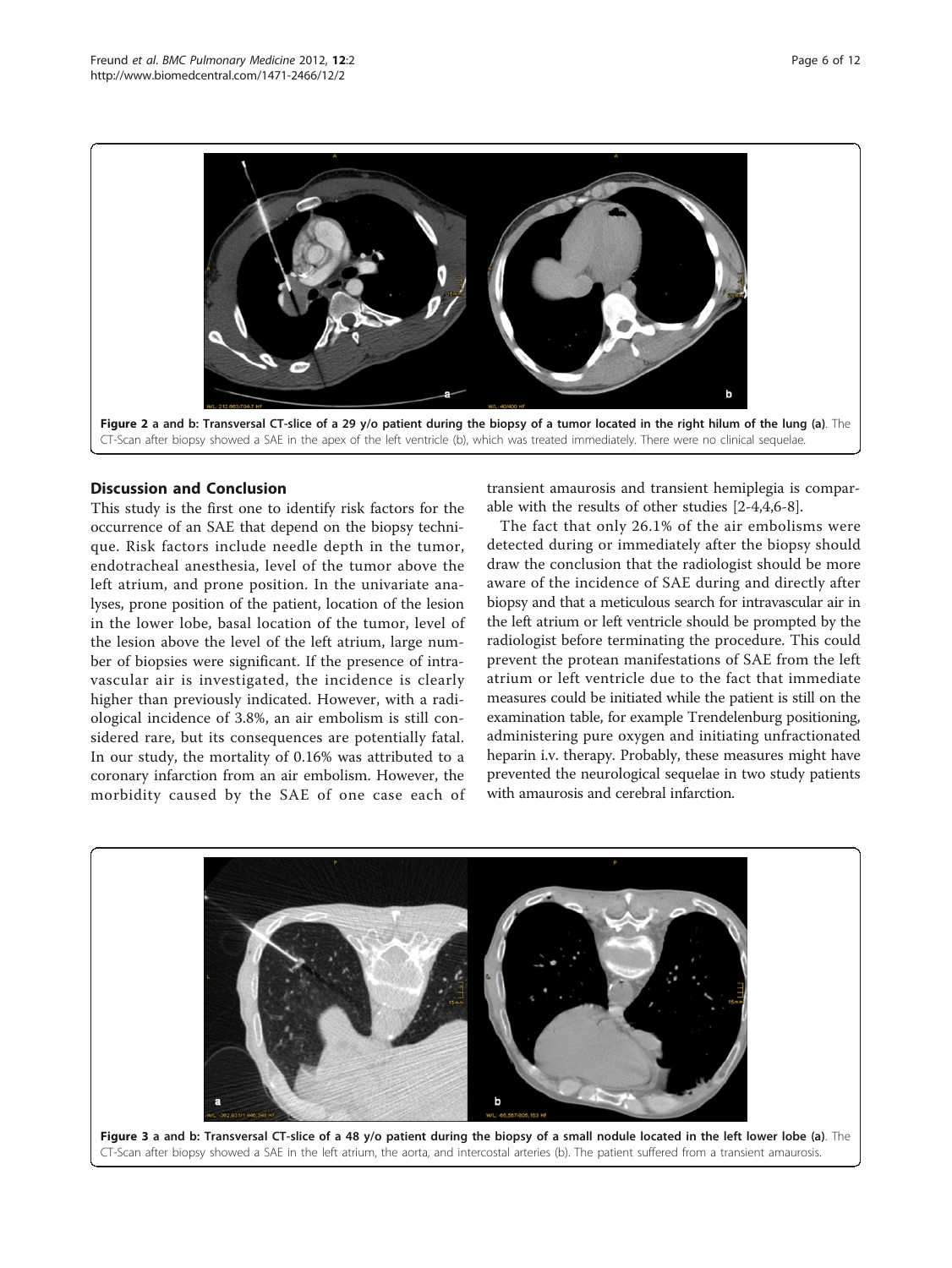**Figure 2 a and b: Transversal CT-slice of a 29 y/o patient during the biopsy of a tumor located in the right hilum of the lung (a)**. The CT-Scan after biopsy showed a SAE in the apex of the left ventricle (b), which was treated immediately. There were no clinical sequelae.

## Discussion and Conclusion

This study is the first one to identify risk factors for the occurrence of an SAE that depend on the biopsy technique. Risk factors include needle depth in the tumor, endotracheal anesthesia, level of the tumor above the left atrium, and prone position. In the univariate analyses, prone position of the patient, location of the lesion in the lower lobe, basal location of the tumor, level of the lesion above the level of the left atrium, large number of biopsies were significant. If the presence of intravascular air is investigated, the incidence is clearly higher than previously indicated. However, with a radiological incidence of 3.8%, an air embolism is still considered rare, but its consequences are potentially fatal. In our study, the mortality of 0.16% was attributed to a coronary infarction from an air embolism. However, the morbidity caused by the SAE of one case each of transient amaurosis and transient hemiplegia is comparable with the results of other studies [2-4,4,6-8].

The fact that only 26.1% of the air embolisms were detected during or immediately after the biopsy should draw the conclusion that the radiologist should be more aware of the incidence of SAE during and directly after biopsy and that a meticulous search for intravascular air in the left atrium or left ventricle should be prompted by the radiologist before terminating the procedure. This could prevent the protean manifestations of SAE from the left atrium or left ventricle due to the fact that immediate measures could be initiated while the patient is still on the examination table, for example Trendelenburg positioning, administering pure oxygen and initiating unfractionated heparin i.v. therapy. Probably, these measures might have prevented the neurological sequelae in two study patients with amaurosis and cerebral infarction.

**Figure 3 a and b: Transversal CT-slice of a 48 y/o patient during the biopsy of a small nodule located in the left lower lobe (a)**. The CT-Scan after biopsy showed a SAE in the left atrium, the aorta, and intercostal arteries (b). The patient suffered from a transient amaurosis.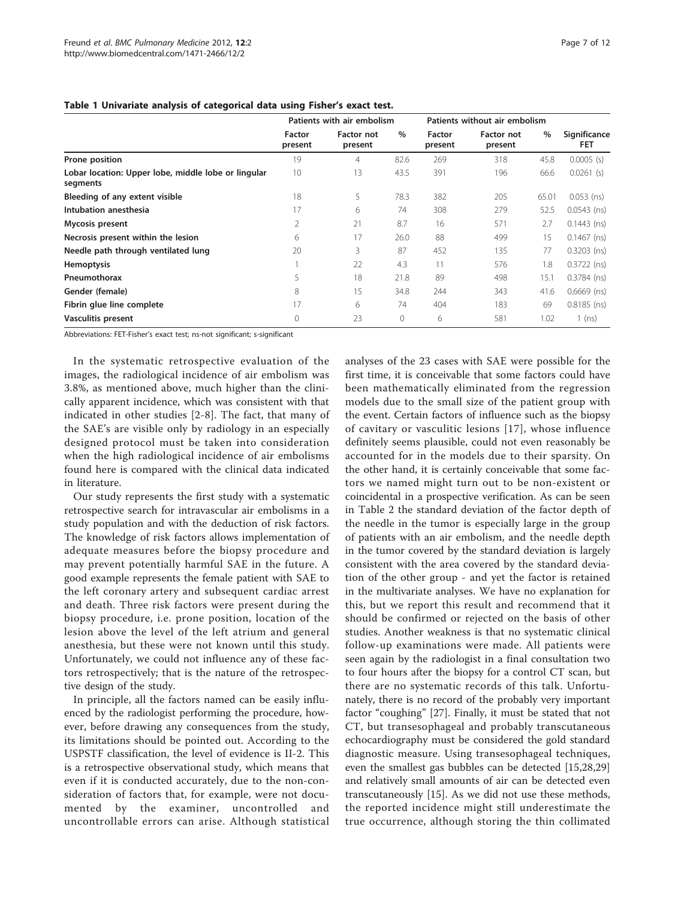**Table 1 Univariate analysis of categorical data using Fisher's exact test.**

| | Patients with air embolism | | | Patients without air embolism | | | |
|---|---|---|---|---|---|---|---|
| | Factor present | Factor not present | % | Factor present | Factor not present | % | Significance FET |
| **Prone position** | 19 | 4 | 82.6 | 269 | 318 | 45.8 | 0.0005 (s) |
| **Lobar location: Upper lobe, middle lobe or lingular segments** | 10 | 13 | 43.5 | 391 | 196 | 66.6 | 0.0261 (s) |
| **Bleeding of any extent visible** | 18 | 5 | 78.3 | 382 | 205 | 65.01 | 0.053 (ns) |
| **Intubation anesthesia** | 17 | 6 | 74 | 308 | 279 | 52.5 | 0.0543 (ns) |
| **Mycosis present** | 2 | 21 | 8.7 | 16 | 571 | 2.7 | 0.1443 (ns) |
| **Necrosis present within the lesion** | 6 | 17 | 26.0 | 88 | 499 | 15 | 0.1467 (ns) |
| **Needle path through ventilated lung** | 20 | 3 | 87 | 452 | 135 | 77 | 0.3203 (ns) |
| **Hemoptysis** | 1 | 22 | 4.3 | 11 | 576 | 1.8 | 0.3722 (ns) |
| **Pneumothorax** | 5 | 18 | 21.8 | 89 | 498 | 15.1 | 0.3784 (ns) |
| **Gender (female)** | 8 | 15 | 34.8 | 244 | 343 | 41.6 | 0.6669 (ns) |
| **Fibrin glue line complete** | 17 | 6 | 74 | 404 | 183 | 69 | 0.8185 (ns) |
| **Vasculitis present** | 0 | 23 | 0 | 6 | 581 | 1.02 | 1 (ns) |

Abbreviations: FET-Fisher's exact test; ns-not significant; s-significant

In the systematic retrospective evaluation of the images, the radiological incidence of air embolism was 3.8%, as mentioned above, much higher than the clinically apparent incidence, which was consistent with that indicated in other studies [2-8]. The fact, that many of the SAE's are visible only by radiology in an especially designed protocol must be taken into consideration when the high radiological incidence of air embolisms found here is compared with the clinical data indicated in literature.

Our study represents the first study with a systematic retrospective search for intravascular air embolisms in a study population and with the deduction of risk factors. The knowledge of risk factors allows implementation of adequate measures before the biopsy procedure and may prevent potentially harmful SAE in the future. A good example represents the female patient with SAE to the left coronary artery and subsequent cardiac arrest and death. Three risk factors were present during the biopsy procedure, i.e. prone position, location of the lesion above the level of the left atrium and general anesthesia, but these were not known until this study. Unfortunately, we could not influence any of these factors retrospectively; that is the nature of the retrospective design of the study.

In principle, all the factors named can be easily influenced by the radiologist performing the procedure, however, before drawing any consequences from the study, its limitations should be pointed out. According to the USPSTF classification, the level of evidence is II-2. This is a retrospective observational study, which means that even if it is conducted accurately, due to the non-consideration of factors that, for example, were not documented by the examiner, uncontrolled and uncontrollable errors can arise. Although statistical analyses of the 23 cases with SAE were possible for the first time, it is conceivable that some factors could have been mathematically eliminated from the regression models due to the small size of the patient group with the event. Certain factors of influence such as the biopsy of cavitary or vasculitic lesions [17], whose influence definitely seems plausible, could not even reasonably be accounted for in the models due to their sparsity. On the other hand, it is certainly conceivable that some factors we named might turn out to be non-existent or coincidental in a prospective verification. As can be seen in Table 2 the standard deviation of the factor depth of the needle in the tumor is especially large in the group of patients with an air embolism, and the needle depth in the tumor covered by the standard deviation is largely consistent with the area covered by the standard deviation of the other group - and yet the factor is retained in the multivariate analyses. We have no explanation for this, but we report this result and recommend that it should be confirmed or rejected on the basis of other studies. Another weakness is that no systematic clinical follow-up examinations were made. All patients were seen again by the radiologist in a final consultation two to four hours after the biopsy for a control CT scan, but there are no systematic records of this talk. Unfortunately, there is no record of the probably very important factor "coughing" [27]. Finally, it must be stated that not CT, but transesophageal and probably transcutaneous echocardiography must be considered the gold standard diagnostic measure. Using transesophageal techniques, even the smallest gas bubbles can be detected [15,28,29] and relatively small amounts of air can be detected even transcutaneously [15]. As we did not use these methods, the reported incidence might still underestimate the true occurrence, although storing the thin collimated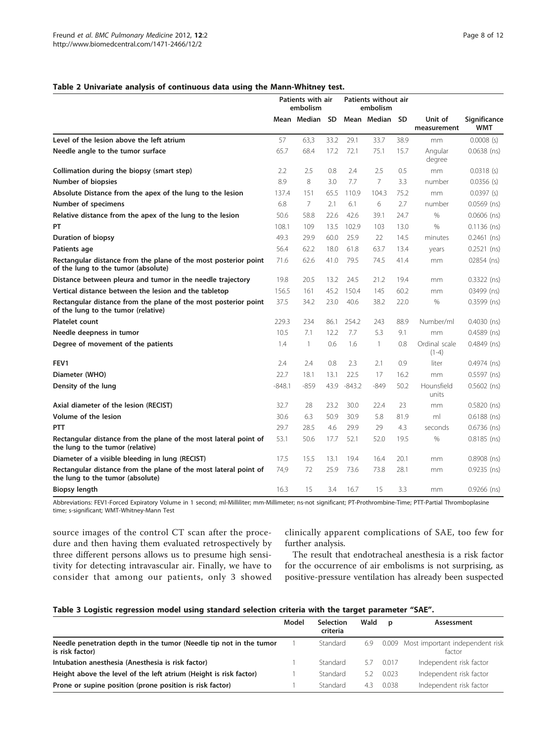**Table 2 Univariate analysis of continuous data using the Mann-Whitney test.**

| | Patients with air embolism | | | Patients without air embolism | | | | |
|---|---|---|---|---|---|---|---|---|
| | Mean | Median | SD | Mean | Median | SD | Unit of measurement | Significance WMT |
| **Level of the lesion above the left atrium** | 57 | 63,3 | 33.2 | 29.1 | 33.7 | 38.9 | mm | 0.0008 (s) |
| **Needle angle to the tumor surface** | 65.7 | 68.4 | 17.2 | 72.1 | 75.1 | 15.7 | Angular degree | 0.0638 (ns) |
| **Collimation during the biopsy (smart step)** | 2.2 | 2.5 | 0.8 | 2.4 | 2.5 | 0.5 | mm | 0.0318 (s) |
| **Number of biopsies** | 8.9 | 8 | 3.0 | 7.7 | 7 | 3.3 | number | 0.0356 (s) |
| **Absolute Distance from the apex of the lung to the lesion** | 137.4 | 151 | 65.5 | 110.9 | 104.3 | 75.2 | mm | 0.0397 (s) |
| **Number of specimens** | 6.8 | 7 | 2.1 | 6.1 | 6 | 2.7 | number | 0.0569 (ns) |
| **Relative distance from the apex of the lung to the lesion** | 50.6 | 58.8 | 22.6 | 42.6 | 39.1 | 24.7 | % | 0.0606 (ns) |
| **PT** | 108.1 | 109 | 13.5 | 102.9 | 103 | 13.0 | % | 0.1136 (ns) |
| **Duration of biopsy** | 49.3 | 29.9 | 60.0 | 25.9 | 22 | 14.5 | minutes | 0.2461 (ns) |
| **Patients age** | 56.4 | 62.2 | 18.0 | 61.8 | 63.7 | 13.4 | years | 0.2521 (ns) |
| **Rectangular distance from the plane of the most posterior point of the lung to the tumor (absolute)** | 71.6 | 62.6 | 41.0 | 79.5 | 74.5 | 41.4 | mm | 02854 (ns) |
| **Distance between pleura and tumor in the needle trajectory** | 19.8 | 20.5 | 13.2 | 24.5 | 21.2 | 19.4 | mm | 0.3322 (ns) |
| **Vertical distance between the lesion and the tabletop** | 156.5 | 161 | 45.2 | 150.4 | 145 | 60.2 | mm | 03499 (ns) |
| **Rectangular distance from the plane of the most posterior point of the lung to the tumor (relative)** | 37.5 | 34.2 | 23.0 | 40.6 | 38.2 | 22.0 | % | 0.3599 (ns) |
| **Platelet count** | 229.3 | 234 | 86.1 | 254.2 | 243 | 88.9 | Number/ml | 0.4030 (ns) |
| **Needle deepness in tumor** | 10.5 | 7.1 | 12.2 | 7.7 | 5.3 | 9.1 | mm | 0.4589 (ns) |
| **Degree of movement of the patients** | 1.4 | 1 | 0.6 | 1.6 | 1 | 0.8 | Ordinal scale (1-4) | 0.4849 (ns) |
| **FEV1** | 2.4 | 2.4 | 0.8 | 2.3 | 2.1 | 0.9 | liter | 0.4974 (ns) |
| **Diameter (WHO)** | 22.7 | 18.1 | 13.1 | 22.5 | 17 | 16.2 | mm | 0.5597 (ns) |
| **Density of the lung** | -848.1 | -859 | 43.9 | -843.2 | -849 | 50.2 | Hounsfield units | 0.5602 (ns) |
| **Axial diameter of the lesion (RECIST)** | 32.7 | 28 | 23.2 | 30.0 | 22.4 | 23 | mm | 0.5820 (ns) |
| **Volume of the lesion** | 30.6 | 6.3 | 50.9 | 30.9 | 5.8 | 81.9 | ml | 0.6188 (ns) |
| **PTT** | 29.7 | 28.5 | 4.6 | 29.9 | 29 | 4.3 | seconds | 0.6736 (ns) |
| **Rectangular distance from the plane of the most lateral point of the lung to the tumor (relative)** | 53.1 | 50.6 | 17.7 | 52.1 | 52.0 | 19.5 | % | 0.8185 (ns) |
| **Diameter of a visible bleeding in lung (RECIST)** | 17.5 | 15.5 | 13.1 | 19.4 | 16.4 | 20.1 | mm | 0.8908 (ns) |
| **Rectangular distance from the plane of the most lateral point of the lung to the tumor (absolute)** | 74,9 | 72 | 25.9 | 73.6 | 73.8 | 28.1 | mm | 0.9235 (ns) |
| **Biopsy length** | 16.3 | 15 | 3.4 | 16.7 | 15 | 3.3 | mm | 0.9266 (ns) |

Abbreviations: FEV1-Forced Expiratory Volume in 1 second; ml-Milliliter; mm-Millimeter; ns-not significant; PT-Prothrombine-Time; PTT-Partial Thromboplasine time; s-significant; WMT-Whitney-Mann Test

source images of the control CT scan after the procedure and then having them evaluated retrospectively by three different persons allows us to presume high sensitivity for detecting intravascular air. Finally, we have to consider that among our patients, only 3 showed clinically apparent complications of SAE, too few for further analysis.

The result that endotracheal anesthesia is a risk factor for the occurrence of air embolisms is not surprising, as positive-pressure ventilation has already been suspected

**Table 3 Logistic regression model using standard selection criteria with the target parameter "SAE".**

| | Model | Selection criteria | Wald | p | Assessment |
|---|---|---|---|---|---|
| **Needle penetration depth in the tumor (Needle tip not in the tumor is risk factor)** | 1 | Standard | 6.9 | 0.009 | Most important independent risk factor |
| **Intubation anesthesia (Anesthesia is risk factor)** | 1 | Standard | 5.7 | 0.017 | Independent risk factor |
| **Height above the level of the left atrium (Height is risk factor)** | 1 | Standard | 5.2 | 0.023 | Independent risk factor |
| **Prone or supine position (prone position is risk factor)** | 1 | Standard | 4.3 | 0.038 | Independent risk factor |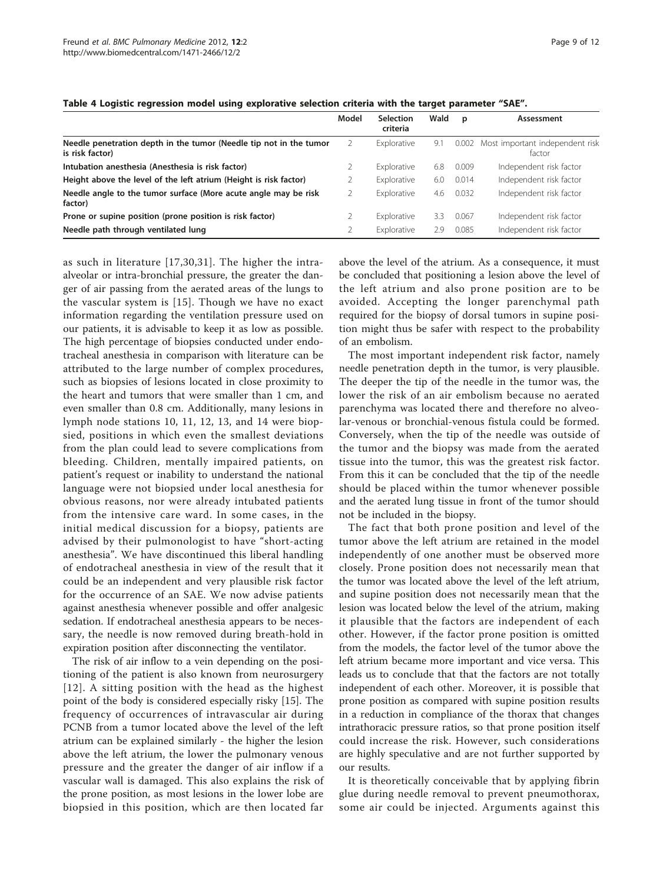**Table 4 Logistic regression model using explorative selection criteria with the target parameter "SAE".**

| | Model | Selection criteria | Wald | p | Assessment |
|---|---|---|---|---|---|
| **Needle penetration depth in the tumor (Needle tip not in the tumor is risk factor)** | 2 | Explorative | 9.1 | 0.002 | Most important independent risk factor |
| **Intubation anesthesia (Anesthesia is risk factor)** | 2 | Explorative | 6.8 | 0.009 | Independent risk factor |
| **Height above the level of the left atrium (Height is risk factor)** | 2 | Explorative | 6.0 | 0.014 | Independent risk factor |
| **Needle angle to the tumor surface (More acute angle may be risk factor)** | 2 | Explorative | 4.6 | 0.032 | Independent risk factor |
| **Prone or supine position (prone position is risk factor)** | 2 | Explorative | 3.3 | 0.067 | Independent risk factor |
| **Needle path through ventilated lung** | 2 | Explorative | 2.9 | 0.085 | Independent risk factor |

as such in literature [17,30,31]. The higher the intra-alveolar or intra-bronchial pressure, the greater the danger of air passing from the aerated areas of the lungs to the vascular system is [15]. Though we have no exact information regarding the ventilation pressure used on our patients, it is advisable to keep it as low as possible. The high percentage of biopsies conducted under endotracheal anesthesia in comparison with literature can be attributed to the large number of complex procedures, such as biopsies of lesions located in close proximity to the heart and tumors that were smaller than 1 cm, and even smaller than 0.8 cm. Additionally, many lesions in lymph node stations 10, 11, 12, 13, and 14 were biopsied, positions in which even the smallest deviations from the plan could lead to severe complications from bleeding. Children, mentally impaired patients, on patient's request or inability to understand the national language were not biopsied under local anesthesia for obvious reasons, nor were already intubated patients from the intensive care ward. In some cases, in the initial medical discussion for a biopsy, patients are advised by their pulmonologist to have "short-acting anesthesia". We have discontinued this liberal handling of endotracheal anesthesia in view of the result that it could be an independent and very plausible risk factor for the occurrence of an SAE. We now advise patients against anesthesia whenever possible and offer analgesic sedation. If endotracheal anesthesia appears to be necessary, the needle is now removed during breath-hold in expiration position after disconnecting the ventilator.

The risk of air inflow to a vein depending on the positioning of the patient is also known from neurosurgery [12]. A sitting position with the head as the highest point of the body is considered especially risky [15]. The frequency of occurrences of intravascular air during PCNB from a tumor located above the level of the left atrium can be explained similarly - the higher the lesion above the left atrium, the lower the pulmonary venous pressure and the greater the danger of air inflow if a vascular wall is damaged. This also explains the risk of the prone position, as most lesions in the lower lobe are biopsied in this position, which are then located far above the level of the atrium. As a consequence, it must be concluded that positioning a lesion above the level of the left atrium and also prone position are to be avoided. Accepting the longer parenchymal path required for the biopsy of dorsal tumors in supine position might thus be safer with respect to the probability of an embolism.

The most important independent risk factor, namely needle penetration depth in the tumor, is very plausible. The deeper the tip of the needle in the tumor was, the lower the risk of an air embolism because no aerated parenchyma was located there and therefore no alveolar-venous or bronchial-venous fistula could be formed. Conversely, when the tip of the needle was outside of the tumor and the biopsy was made from the aerated tissue into the tumor, this was the greatest risk factor. From this it can be concluded that the tip of the needle should be placed within the tumor whenever possible and the aerated lung tissue in front of the tumor should not be included in the biopsy.

The fact that both prone position and level of the tumor above the left atrium are retained in the model independently of one another must be observed more closely. Prone position does not necessarily mean that the tumor was located above the level of the left atrium, and supine position does not necessarily mean that the lesion was located below the level of the atrium, making it plausible that the factors are independent of each other. However, if the factor prone position is omitted from the models, the factor level of the tumor above the left atrium became more important and vice versa. This leads us to conclude that that the factors are not totally independent of each other. Moreover, it is possible that prone position as compared with supine position results in a reduction in compliance of the thorax that changes intrathoracic pressure ratios, so that prone position itself could increase the risk. However, such considerations are highly speculative and are not further supported by our results.

It is theoretically conceivable that by applying fibrin glue during needle removal to prevent pneumothorax, some air could be injected. Arguments against this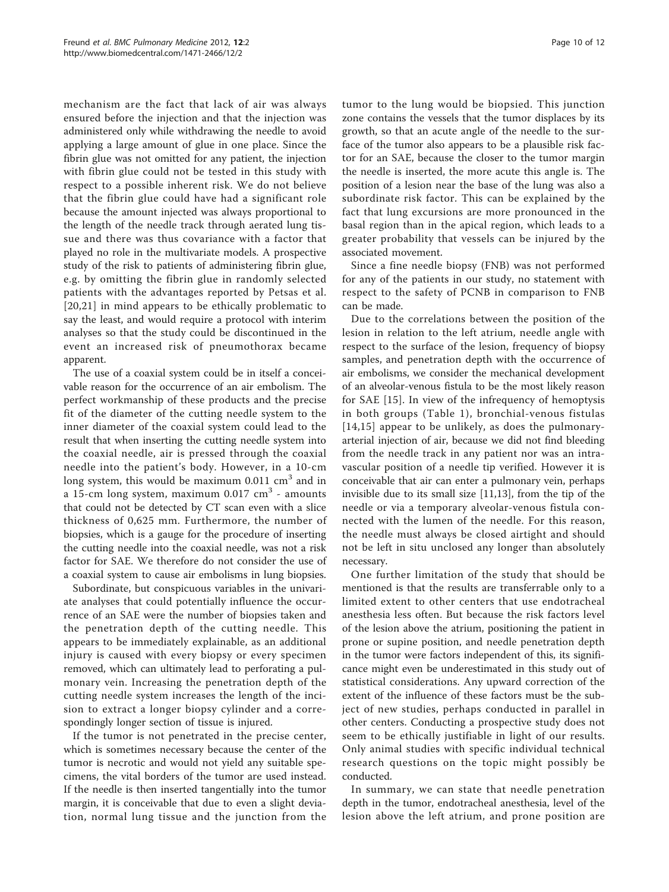mechanism are the fact that lack of air was always ensured before the injection and that the injection was administered only while withdrawing the needle to avoid applying a large amount of glue in one place. Since the fibrin glue was not omitted for any patient, the injection with fibrin glue could not be tested in this study with respect to a possible inherent risk. We do not believe that the fibrin glue could have had a significant role because the amount injected was always proportional to the length of the needle track through aerated lung tissue and there was thus covariance with a factor that played no role in the multivariate models. A prospective study of the risk to patients of administering fibrin glue, e.g. by omitting the fibrin glue in randomly selected patients with the advantages reported by Petsas et al. [20,21] in mind appears to be ethically problematic to say the least, and would require a protocol with interim analyses so that the study could be discontinued in the event an increased risk of pneumothorax became apparent.

The use of a coaxial system could be in itself a conceivable reason for the occurrence of an air embolism. The perfect workmanship of these products and the precise fit of the diameter of the cutting needle system to the inner diameter of the coaxial system could lead to the result that when inserting the cutting needle system into the coaxial needle, air is pressed through the coaxial needle into the patient's body. However, in a 10-cm long system, this would be maximum 0.011 $cm^3$ and in a 15-cm long system, maximum 0.017 $cm^3$ - amounts that could not be detected by CT scan even with a slice thickness of 0,625 mm. Furthermore, the number of biopsies, which is a gauge for the procedure of inserting the cutting needle into the coaxial needle, was not a risk factor for SAE. We therefore do not consider the use of a coaxial system to cause air embolisms in lung biopsies.

Subordinate, but conspicuous variables in the univariate analyses that could potentially influence the occurrence of an SAE were the number of biopsies taken and the penetration depth of the cutting needle. This appears to be immediately explainable, as an additional injury is caused with every biopsy or every specimen removed, which can ultimately lead to perforating a pulmonary vein. Increasing the penetration depth of the cutting needle system increases the length of the incision to extract a longer biopsy cylinder and a correspondingly longer section of tissue is injured.

If the tumor is not penetrated in the precise center, which is sometimes necessary because the center of the tumor is necrotic and would not yield any suitable specimens, the vital borders of the tumor are used instead. If the needle is then inserted tangentially into the tumor margin, it is conceivable that due to even a slight deviation, normal lung tissue and the junction from the tumor to the lung would be biopsied. This junction zone contains the vessels that the tumor displaces by its growth, so that an acute angle of the needle to the surface of the tumor also appears to be a plausible risk factor for an SAE, because the closer to the tumor margin the needle is inserted, the more acute this angle is. The position of a lesion near the base of the lung was also a subordinate risk factor. This can be explained by the fact that lung excursions are more pronounced in the basal region than in the apical region, which leads to a greater probability that vessels can be injured by the associated movement.

Since a fine needle biopsy (FNB) was not performed for any of the patients in our study, no statement with respect to the safety of PCNB in comparison to FNB can be made.

Due to the correlations between the position of the lesion in relation to the left atrium, needle angle with respect to the surface of the lesion, frequency of biopsy samples, and penetration depth with the occurrence of air embolisms, we consider the mechanical development of an alveolar-venous fistula to be the most likely reason for SAE [15]. In view of the infrequency of hemoptysis in both groups (Table 1), bronchial-venous fistulas [14,15] appear to be unlikely, as does the pulmonary-arterial injection of air, because we did not find bleeding from the needle track in any patient nor was an intravascular position of a needle tip verified. However it is conceivable that air can enter a pulmonary vein, perhaps invisible due to its small size [11,13], from the tip of the needle or via a temporary alveolar-venous fistula connected with the lumen of the needle. For this reason, the needle must always be closed airtight and should not be left in situ unclosed any longer than absolutely necessary.

One further limitation of the study that should be mentioned is that the results are transferrable only to a limited extent to other centers that use endotracheal anesthesia less often. But because the risk factors level of the lesion above the atrium, positioning the patient in prone or supine position, and needle penetration depth in the tumor were factors independent of this, its significance might even be underestimated in this study out of statistical considerations. Any upward correction of the extent of the influence of these factors must be the subject of new studies, perhaps conducted in parallel in other centers. Conducting a prospective study does not seem to be ethically justifiable in light of our results. Only animal studies with specific individual technical research questions on the topic might possibly be conducted.

In summary, we can state that needle penetration depth in the tumor, endotracheal anesthesia, level of the lesion above the left atrium, and prone position are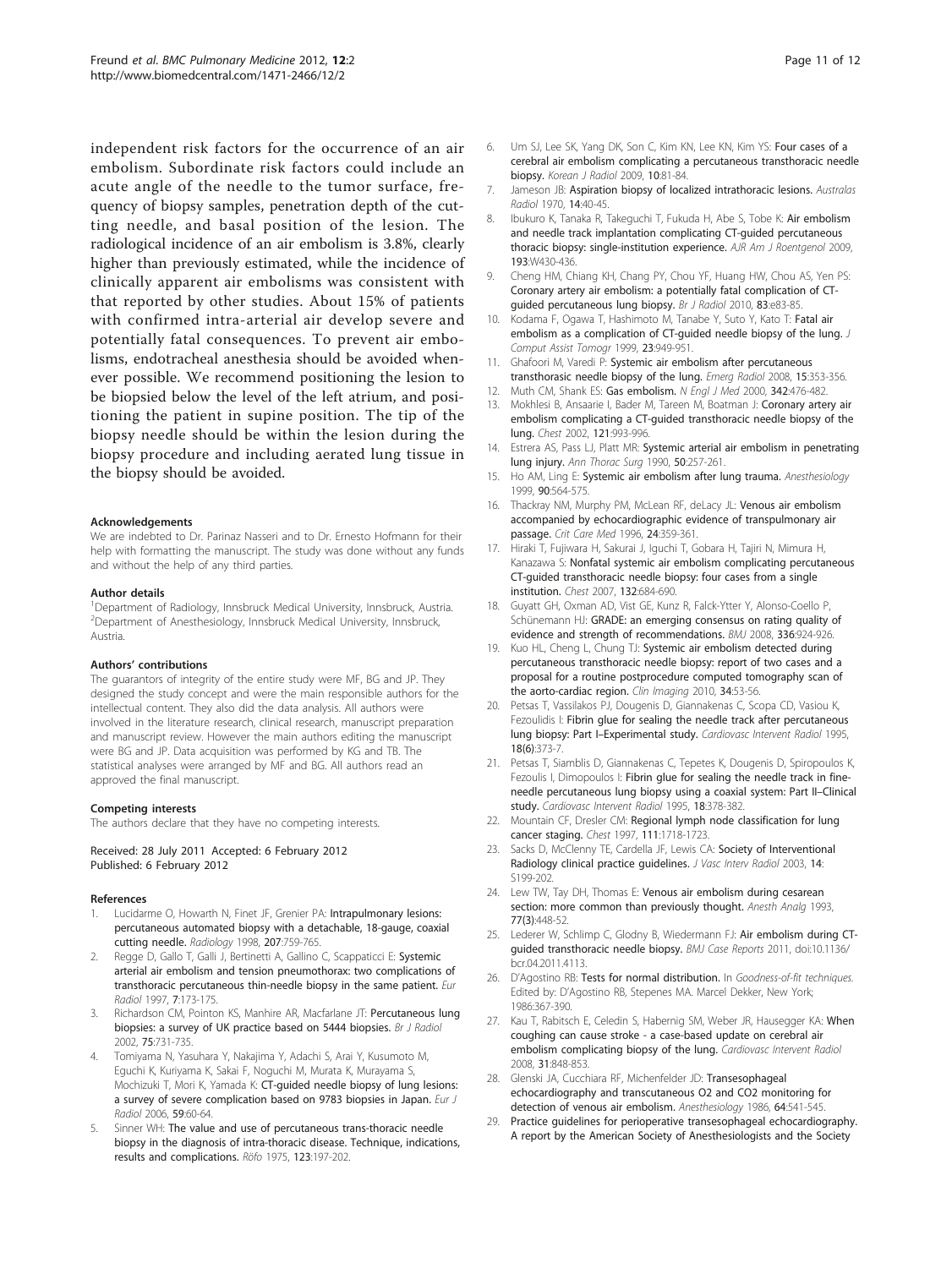independent risk factors for the occurrence of an air embolism. Subordinate risk factors could include an acute angle of the needle to the tumor surface, frequency of biopsy samples, penetration depth of the cutting needle, and basal position of the lesion. The radiological incidence of an air embolism is 3.8%, clearly higher than previously estimated, while the incidence of clinically apparent air embolisms was consistent with that reported by other studies. About 15% of patients with confirmed intra-arterial air develop severe and potentially fatal consequences. To prevent air embolisms, endotracheal anesthesia should be avoided whenever possible. We recommend positioning the lesion to be biopsied below the level of the left atrium, and positioning the patient in supine position. The tip of the biopsy needle should be within the lesion during the biopsy procedure and including aerated lung tissue in the biopsy should be avoided.

#### Acknowledgements

We are indebted to Dr. Parinaz Nasseri and to Dr. Ernesto Hofmann for their help with formatting the manuscript. The study was done without any funds and without the help of any third parties.

#### Author details

[1]Department of Radiology, Innsbruck Medical University, Innsbruck, Austria. [2]Department of Anesthesiology, Innsbruck Medical University, Innsbruck, Austria.

#### Authors' contributions

The guarantors of integrity of the entire study were MF, BG and JP. They designed the study concept and were the main responsible authors for the intellectual content. They also did the data analysis. All authors were involved in the literature research, clinical research, manuscript preparation and manuscript review. However the main authors editing the manuscript were BG and JP. Data acquisition was performed by KG and TB. The statistical analyses were arranged by MF and BG. All authors read an approved the final manuscript.

#### Competing interests

The authors declare that they have no competing interests.

Received: 28 July 2011 Accepted: 6 February 2012
Published: 6 February 2012

#### References

1. Lucidarme O, Howarth N, Finet JF, Grenier PA: **Intrapulmonary lesions: percutaneous automated biopsy with a detachable, 18-gauge, coaxial cutting needle.** *Radiology* 1998, **207**:759-765.
2. Regge D, Gallo T, Galli J, Bertinetti A, Gallino C, Scappaticci E: **Systemic arterial air embolism and tension pneumothorax: two complications of transthoracic percutaneous thin-needle biopsy in the same patient.** *Eur Radiol* 1997, **7**:173-175.
3. Richardson CM, Pointon KS, Manhire AR, Macfarlane JT: **Percutaneous lung biopsies: a survey of UK practice based on 5444 biopsies.** *Br J Radiol* 2002, **75**:731-735.
4. Tomiyama N, Yasuhara Y, Nakajima Y, Adachi S, Arai Y, Kusumoto M, Eguchi K, Kuriyama K, Sakai F, Noguchi M, Murata K, Murayama S, Mochizuki T, Mori K, Yamada K: **CT-guided needle biopsy of lung lesions: a survey of severe complication based on 9783 biopsies in Japan.** *Eur J Radiol* 2006, **59**:60-64.
5. Sinner WH: **The value and use of percutaneous trans-thoracic needle biopsy in the diagnosis of intra-thoracic disease. Technique, indications, results and complications.** *Röfo* 1975, **123**:197-202.
6. Um SJ, Lee SK, Yang DK, Son C, Kim KN, Lee KN, Kim YS: **Four cases of a cerebral air embolism complicating a percutaneous transthoracic needle biopsy.** *Korean J Radiol* 2009, **10**:81-84.
7. Jameson JB: **Aspiration biopsy of localized intrathoracic lesions.** *Australas Radiol* 1970, **14**:40-45.
8. Ibukuro K, Tanaka R, Takeguchi T, Fukuda H, Abe S, Tobe K: **Air embolism and needle track implantation complicating CT-guided percutaneous thoracic biopsy: single-institution experience.** *AJR Am J Roentgenol* 2009, **193**:W430-436.
9. Cheng HM, Chiang KH, Chang PY, Chou YF, Huang HW, Chou AS, Yen PS: **Coronary artery air embolism: a potentially fatal complication of CT-guided percutaneous lung biopsy.** *Br J Radiol* 2010, **83**:e83-85.
10. Kodama F, Ogawa T, Hashimoto M, Tanabe Y, Suto Y, Kato T: **Fatal air embolism as a complication of CT-guided needle biopsy of the lung.** *J Comput Assist Tomogr* 1999, **23**:949-951.
11. Ghafoori M, Varedi P: **Systemic air embolism after percutaneous transthorasic needle biopsy of the lung.** *Emerg Radiol* 2008, **15**:353-356.
12. Muth CM, Shank ES: **Gas embolism.** *N Engl J Med* 2000, **342**:476-482.
13. Mokhlesi B, Ansaarie I, Bader M, Tareen M, Boatman J: **Coronary artery air embolism complicating a CT-guided transthoracic needle biopsy of the lung.** *Chest* 2002, **121**:993-996.
14. Estrera AS, Pass LJ, Platt MR: **Systemic arterial air embolism in penetrating lung injury.** *Ann Thorac Surg* 1990, **50**:257-261.
15. Ho AM, Ling E: **Systemic air embolism after lung trauma.** *Anesthesiology* 1999, **90**:564-575.
16. Thackray NM, Murphy PM, McLean RF, deLacy JL: **Venous air embolism accompanied by echocardiographic evidence of transpulmonary air passage.** *Crit Care Med* 1996, **24**:359-361.
17. Hiraki T, Fujiwara H, Sakurai J, Iguchi T, Gobara H, Tajiri N, Mimura H, Kanazawa S: **Nonfatal systemic air embolism complicating percutaneous CT-guided transthoracic needle biopsy: four cases from a single institution.** *Chest* 2007, **132**:684-690.
18. Guyatt GH, Oxman AD, Vist GE, Kunz R, Falck-Ytter Y, Alonso-Coello P, Schünemann HJ: **GRADE: an emerging consensus on rating quality of evidence and strength of recommendations.** *BMJ* 2008, **336**:924-926.
19. Kuo HL, Cheng L, Chung TJ: **Systemic air embolism detected during percutaneous transthoracic needle biopsy: report of two cases and a proposal for a routine postprocedure computed tomography scan of the aorto-cardiac region.** *Clin Imaging* 2010, **34**:53-56.
20. Petsas T, Vassilakos PJ, Dougenis D, Giannakenas C, Scopa CD, Vasiou K, Fezoulidis I: **Fibrin glue for sealing the needle track after percutaneous lung biopsy: Part I–Experimental study.** *Cardiovasc Intervent Radiol* 1995, **18(6)**:373-7.
21. Petsas T, Siamblis D, Giannakenas C, Tepetes K, Dougenis D, Spiropoulos K, Fezoulis I, Dimopoulos I: **Fibrin glue for sealing the needle track in fine-needle percutaneous lung biopsy using a coaxial system: Part II–Clinical study.** *Cardiovasc Intervent Radiol* 1995, **18**:378-382.
22. Mountain CF, Dresler CM: **Regional lymph node classification for lung cancer staging.** *Chest* 1997, **111**:1718-1723.
23. Sacks D, McClenny TE, Cardella JF, Lewis CA: **Society of Interventional Radiology clinical practice guidelines.** *J Vasc Interv Radiol* 2003, **14**: S199-202.
24. Lew TW, Tay DH, Thomas E: **Venous air embolism during cesarean section: more common than previously thought.** *Anesth Analg* 1993, **77(3)**:448-52.
25. Lederer W, Schlimp C, Glodny B, Wiedermann FJ: **Air embolism during CT-guided transthoracic needle biopsy.** *BMJ Case Reports* 2011, doi:10.1136/bcr.04.2011.4113.
26. D'Agostino RB: **Tests for normal distribution.** In *Goodness-of-fit techniques.* Edited by: D'Agostino RB, Stepenes MA. Marcel Dekker, New York; 1986:367-390.
27. Kau T, Rabitsch E, Celedin S, Habernig SM, Weber JR, Hausegger KA: **When coughing can cause stroke - a case-based update on cerebral air embolism complicating biopsy of the lung.** *Cardiovasc Intervent Radiol* 2008, **31**:848-853.
28. Glenski JA, Cucchiara RF, Michenfelder JD: **Transesophageal echocardiography and transcutaneous O2 and CO2 monitoring for detection of venous air embolism.** *Anesthesiology* 1986, **64**:541-545.
29. **Practice guidelines for perioperative transesophageal echocardiography. A report by the American Society of Anesthesiologists and the Society**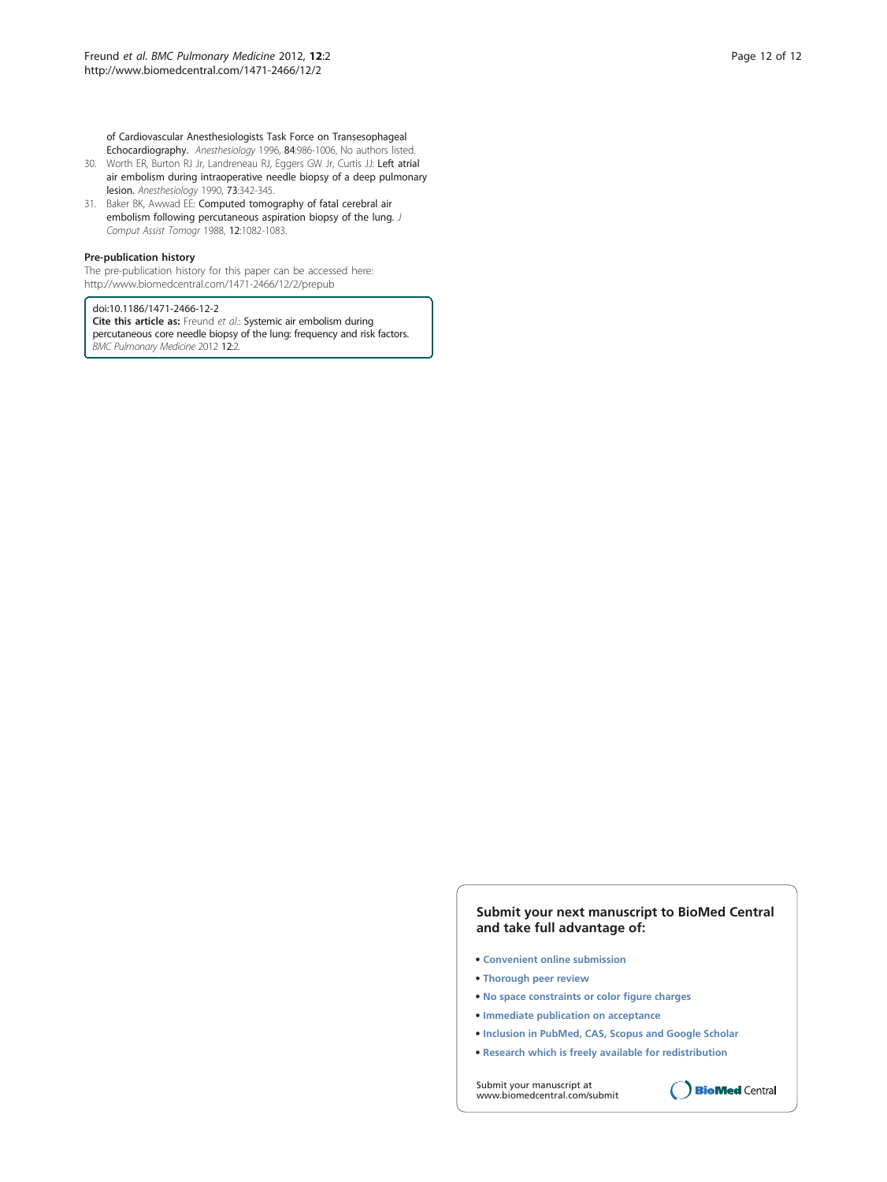of Cardiovascular Anesthesiologists Task Force on Transesophageal Echocardiography. *Anesthesiology* 1996, **84**:986-1006, No authors listed.

30. Worth ER, Burton RJ Jr, Landreneau RJ, Eggers GW Jr, Curtis JJ: **Left atrial air embolism during intraoperative needle biopsy of a deep pulmonary lesion.** *Anesthesiology* 1990, **73**:342-345.
31. Baker BK, Awwad EE: **Computed tomography of fatal cerebral air embolism following percutaneous aspiration biopsy of the lung.** *J Comput Assist Tomogr* 1988, **12**:1082-1083.

### Pre-publication history

The pre-publication history for this paper can be accessed here:
http://www.biomedcentral.com/1471-2466/12/2/prepub

doi:10.1186/1471-2466-12-2
**Cite this article as:** Freund *et al.*: Systemic air embolism during percutaneous core needle biopsy of the lung: frequency and risk factors. *BMC Pulmonary Medicine* 2012 **12**:2.

**Submit your next manuscript to BioMed Central and take full advantage of:**

- **Convenient online submission**
- **Thorough peer review**
- **No space constraints or color figure charges**
- **Immediate publication on acceptance**
- **Inclusion in PubMed, CAS, Scopus and Google Scholar**
- **Research which is freely available for redistribution**

Submit your manuscript at
www.biomedcentral.com/submit

BioMed Central